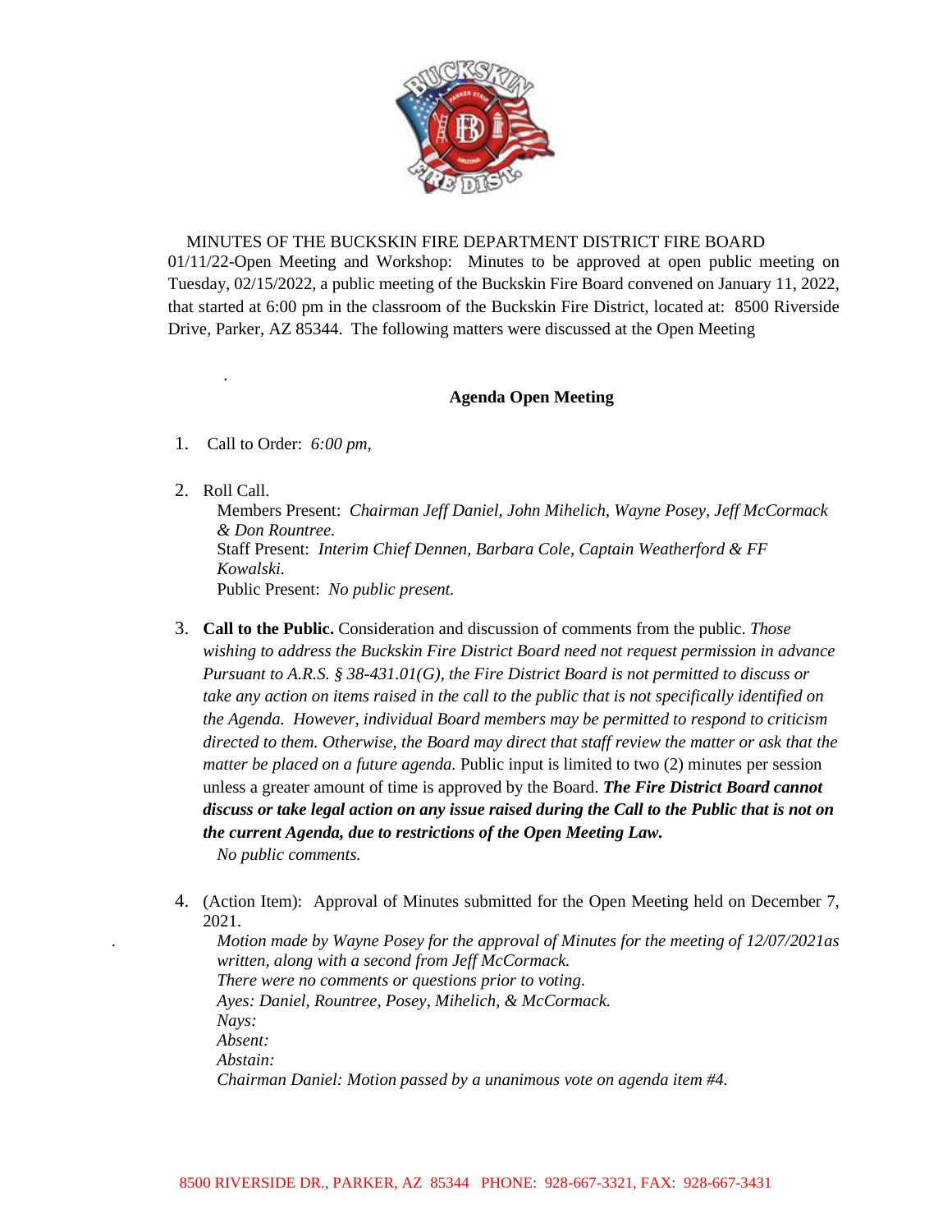MINUTES OF THE BUCKSKIN FIRE DEPARTMENT DISTRICT FIRE BOARD

01/11/22-Open Meeting and Workshop: Minutes to be approved at open public meeting on Tuesday, 02/15/2022, a public meeting of the Buckskin Fire Board convened on January 11, 2022, that started at 6:00 pm in the classroom of the Buckskin Fire District, located at: 8500 Riverside Drive, Parker, AZ 85344. The following matters were discussed at the Open Meeting

.

**Agenda Open Meeting**

1. Call to Order: *6:00 pm,*

2. Roll Call.
   Members Present: *Chairman Jeff Daniel, John Mihelich, Wayne Posey, Jeff McCormack & Don Rountree.*
   Staff Present: *Interim Chief Dennen, Barbara Cole, Captain Weatherford & FF Kowalski.*
   Public Present: *No public present.*

3. **Call to the Public.** Consideration and discussion of comments from the public. *Those wishing to address the Buckskin Fire District Board need not request permission in advance Pursuant to A.R.S. § 38-431.01(G), the Fire District Board is not permitted to discuss or take any action on items raised in the call to the public that is not specifically identified on the Agenda. However, individual Board members may be permitted to respond to criticism directed to them. Otherwise, the Board may direct that staff review the matter or ask that the matter be placed on a future agenda.* Public input is limited to two (2) minutes per session unless a greater amount of time is approved by the Board. ***The Fire District Board cannot discuss or take legal action on any issue raised during the Call to the Public that is not on the current Agenda, due to restrictions of the Open Meeting Law.***
   *No public comments.*

4. (Action Item): Approval of Minutes submitted for the Open Meeting held on December 7, 2021.
   *Motion made by Wayne Posey for the approval of Minutes for the meeting of 12/07/2021as written, along with a second from Jeff McCormack.*
   *There were no comments or questions prior to voting.*
   *Ayes: Daniel, Rountree, Posey, Mihelich, & McCormack.*
   *Nays:*
   *Absent:*
   *Abstain:*
   *Chairman Daniel: Motion passed by a unanimous vote on agenda item #4.*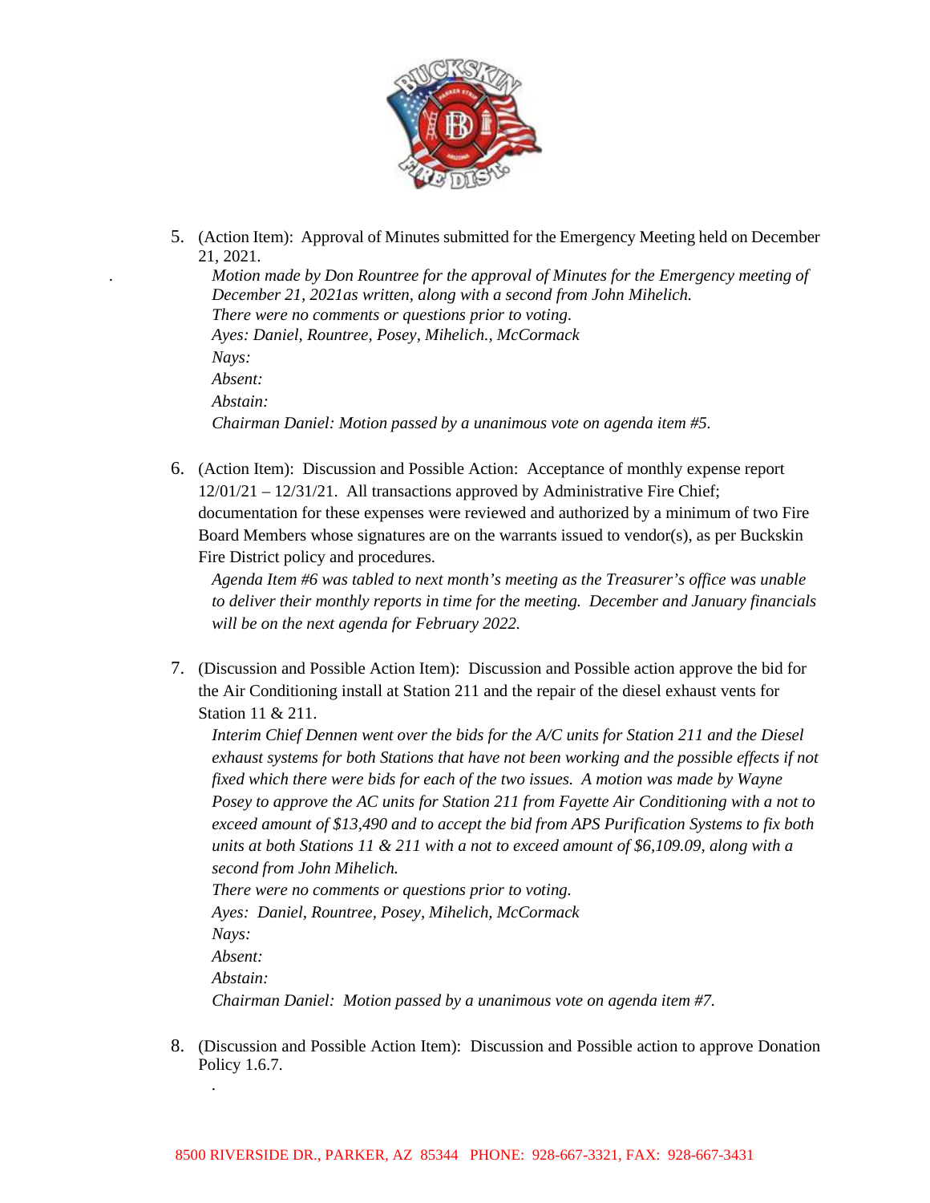5. (Action Item): Approval of Minutes submitted for the Emergency Meeting held on December 21, 2021.

   *Motion made by Don Rountree for the approval of Minutes for the Emergency meeting of December 21, 2021as written, along with a second from John Mihelich.*
   *There were no comments or questions prior to voting.*
   *Ayes: Daniel, Rountree, Posey, Mihelich., McCormack*
   *Nays:*
   *Absent:*
   *Abstain:*
   *Chairman Daniel: Motion passed by a unanimous vote on agenda item #5.*

6. (Action Item): Discussion and Possible Action: Acceptance of monthly expense report 12/01/21 – 12/31/21. All transactions approved by Administrative Fire Chief; documentation for these expenses were reviewed and authorized by a minimum of two Fire Board Members whose signatures are on the warrants issued to vendor(s), as per Buckskin Fire District policy and procedures.

   *Agenda Item #6 was tabled to next month's meeting as the Treasurer's office was unable to deliver their monthly reports in time for the meeting. December and January financials will be on the next agenda for February 2022.*

7. (Discussion and Possible Action Item): Discussion and Possible action approve the bid for the Air Conditioning install at Station 211 and the repair of the diesel exhaust vents for Station 11 & 211.

   *Interim Chief Dennen went over the bids for the A/C units for Station 211 and the Diesel exhaust systems for both Stations that have not been working and the possible effects if not fixed which there were bids for each of the two issues. A motion was made by Wayne Posey to approve the AC units for Station 211 from Fayette Air Conditioning with a not to exceed amount of $13,490 and to accept the bid from APS Purification Systems to fix both units at both Stations 11 & 211 with a not to exceed amount of $6,109.09, along with a second from John Mihelich.*
   *There were no comments or questions prior to voting.*
   *Ayes: Daniel, Rountree, Posey, Mihelich, McCormack*
   *Nays:*
   *Absent:*
   *Abstain:*
   *Chairman Daniel: Motion passed by a unanimous vote on agenda item #7.*

8. (Discussion and Possible Action Item): Discussion and Possible action to approve Donation Policy 1.6.7.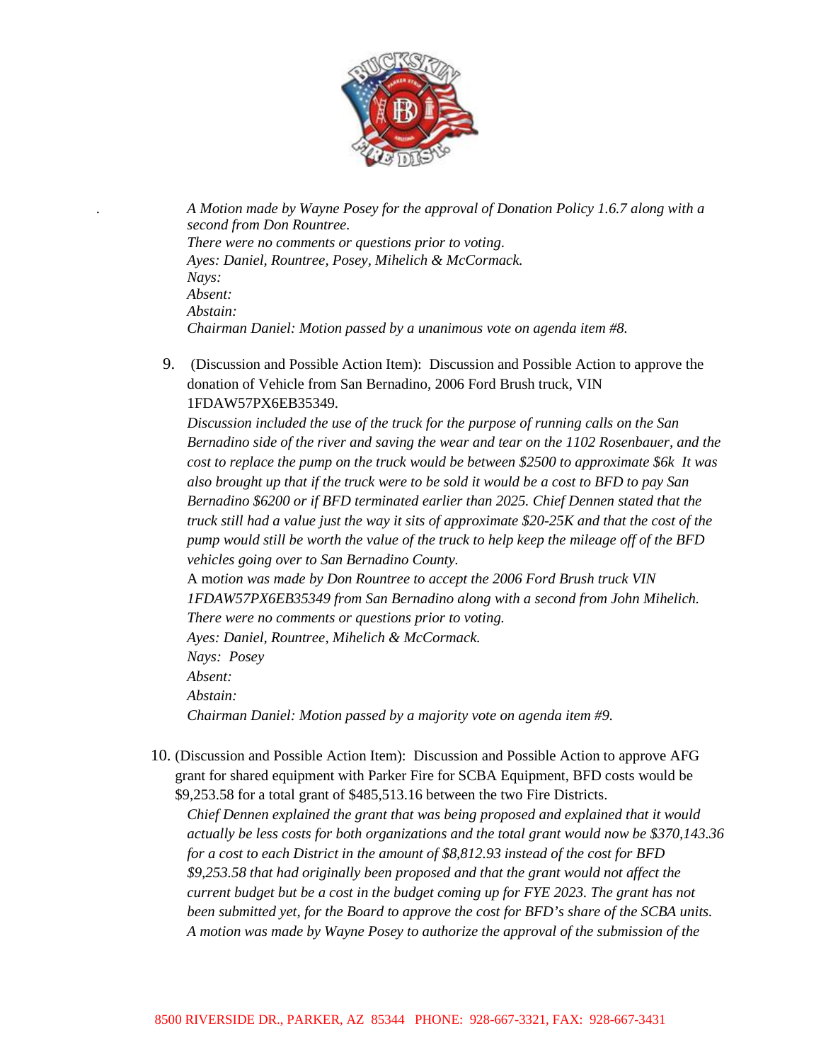*A Motion made by Wayne Posey for the approval of Donation Policy 1.6.7 along with a second from Don Rountree.*
*There were no comments or questions prior to voting.*
*Ayes: Daniel, Rountree, Posey, Mihelich & McCormack.*
*Nays:*
*Absent:*
*Abstain:*
*Chairman Daniel: Motion passed by a unanimous vote on agenda item #8.*

9. (Discussion and Possible Action Item): Discussion and Possible Action to approve the donation of Vehicle from San Bernadino, 2006 Ford Brush truck, VIN 1FDAW57PX6EB35349.

   *Discussion included the use of the truck for the purpose of running calls on the San Bernadino side of the river and saving the wear and tear on the 1102 Rosenbauer, and the cost to replace the pump on the truck would be between $2500 to approximate $6k It was also brought up that if the truck were to be sold it would be a cost to BFD to pay San Bernadino $6200 or if BFD terminated earlier than 2025. Chief Dennen stated that the truck still had a value just the way it sits of approximate $20-25K and that the cost of the pump would still be worth the value of the truck to help keep the mileage off of the BFD vehicles going over to San Bernadino County.*
   A m*otion was made by Don Rountree to accept the 2006 Ford Brush truck VIN 1FDAW57PX6EB35349 from San Bernadino along with a second from John Mihelich.*
   *There were no comments or questions prior to voting.*
   *Ayes: Daniel, Rountree, Mihelich & McCormack.*
   *Nays: Posey*
   *Absent:*
   *Abstain:*
   *Chairman Daniel: Motion passed by a majority vote on agenda item #9.*

10. (Discussion and Possible Action Item): Discussion and Possible Action to approve AFG grant for shared equipment with Parker Fire for SCBA Equipment, BFD costs would be $9,253.58 for a total grant of $485,513.16 between the two Fire Districts.

    *Chief Dennen explained the grant that was being proposed and explained that it would actually be less costs for both organizations and the total grant would now be $370,143.36 for a cost to each District in the amount of $8,812.93 instead of the cost for BFD $9,253.58 that had originally been proposed and that the grant would not affect the current budget but be a cost in the budget coming up for FYE 2023. The grant has not been submitted yet, for the Board to approve the cost for BFD's share of the SCBA units.*
    *A motion was made by Wayne Posey to authorize the approval of the submission of the*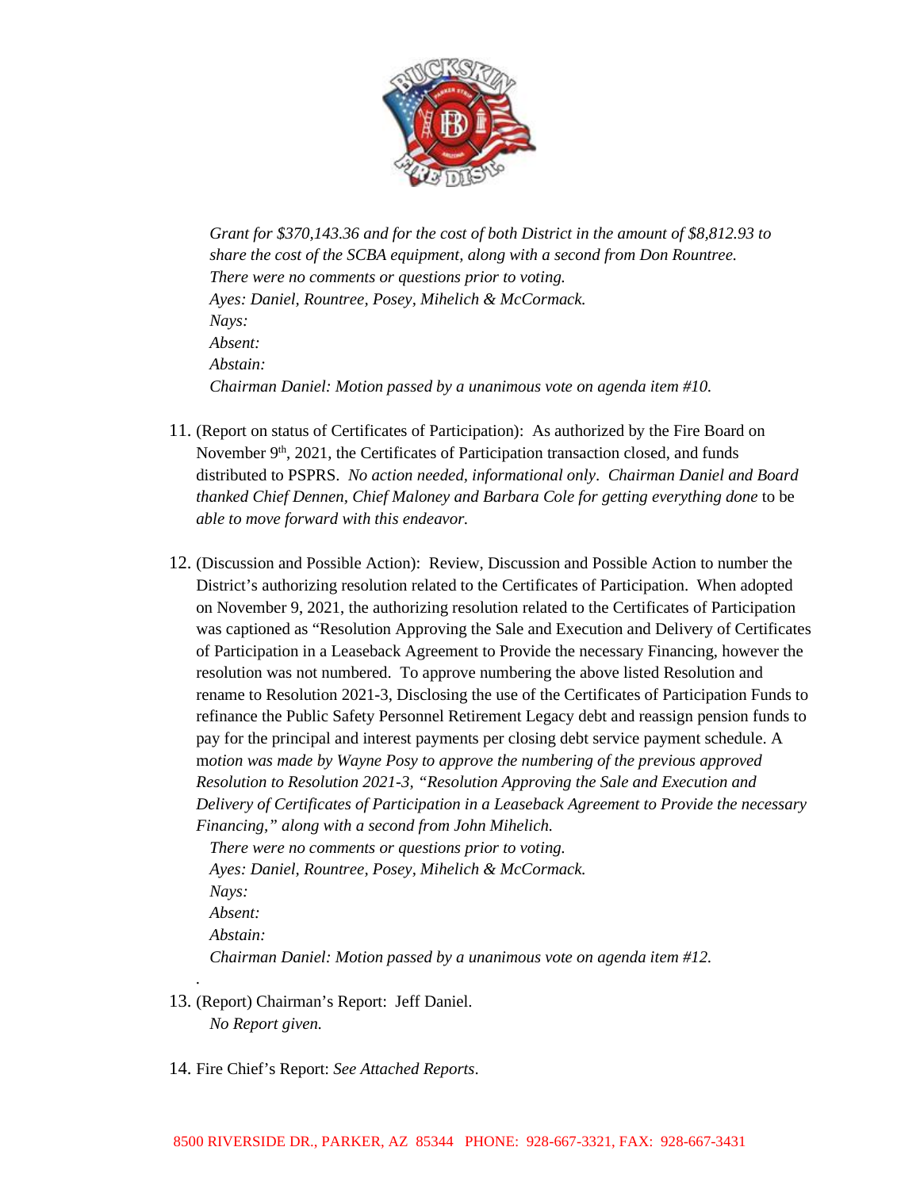*Grant for $370,143.36 and for the cost of both District in the amount of $8,812.93 to share the cost of the SCBA equipment, along with a second from Don Rountree.*
*There were no comments or questions prior to voting.*
*Ayes: Daniel, Rountree, Posey, Mihelich & McCormack.*
*Nays:*
*Absent:*
*Abstain:*
*Chairman Daniel: Motion passed by a unanimous vote on agenda item #10.*

11. (Report on status of Certificates of Participation): As authorized by the Fire Board on November 9th, 2021, the Certificates of Participation transaction closed, and funds distributed to PSPRS. *No action needed, informational only*. *Chairman Daniel and Board thanked Chief Dennen, Chief Maloney and Barbara Cole for getting everything done* to be *able to move forward with this endeavor.*

12. (Discussion and Possible Action): Review, Discussion and Possible Action to number the District's authorizing resolution related to the Certificates of Participation. When adopted on November 9, 2021, the authorizing resolution related to the Certificates of Participation was captioned as "Resolution Approving the Sale and Execution and Delivery of Certificates of Participation in a Leaseback Agreement to Provide the necessary Financing, however the resolution was not numbered. To approve numbering the above listed Resolution and rename to Resolution 2021-3, Disclosing the use of the Certificates of Participation Funds to refinance the Public Safety Personnel Retirement Legacy debt and reassign pension funds to pay for the principal and interest payments per closing debt service payment schedule. A m*otion was made by Wayne Posy to approve the numbering of the previous approved Resolution to Resolution 2021-3, "Resolution Approving the Sale and Execution and Delivery of Certificates of Participation in a Leaseback Agreement to Provide the necessary Financing," along with a second from John Mihelich.*
*There were no comments or questions prior to voting.*
*Ayes: Daniel, Rountree, Posey, Mihelich & McCormack.*
*Nays:*
*Absent:*
*Abstain:*
*Chairman Daniel: Motion passed by a unanimous vote on agenda item #12.*

13. (Report) Chairman's Report: Jeff Daniel.
*No Report given.*

14. Fire Chief's Report: *See Attached Reports*.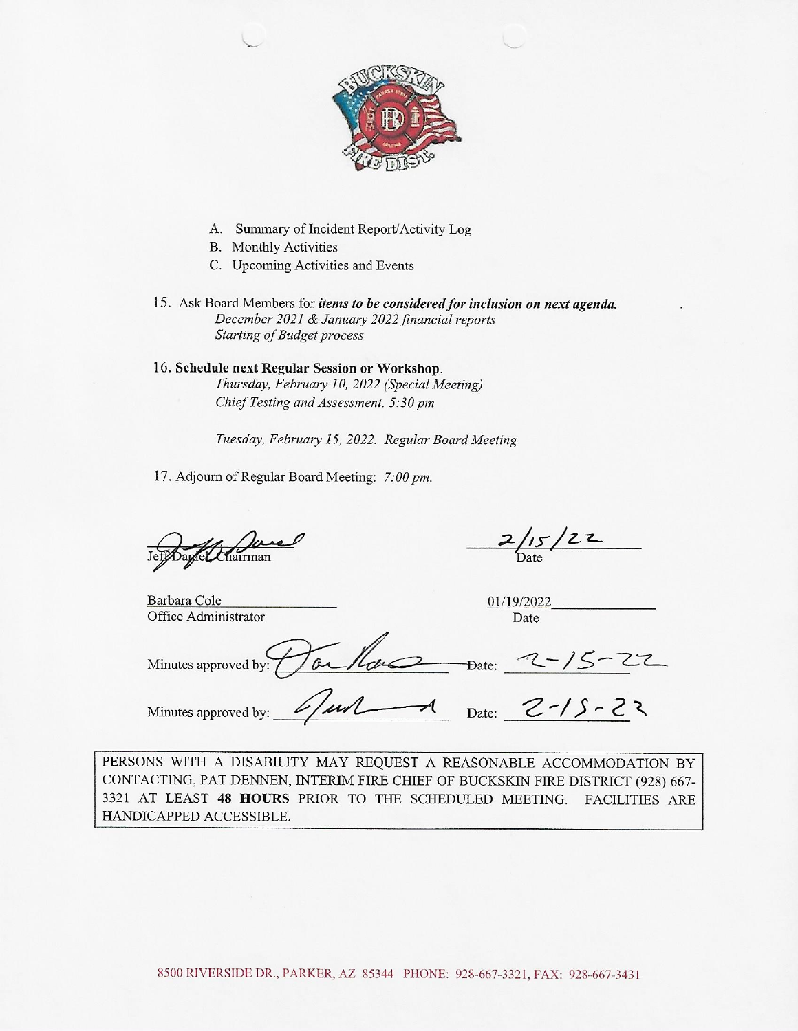A. Summary of Incident Report/Activity Log
B. Monthly Activities
C. Upcoming Activities and Events

15. Ask Board Members for ***items to be considered for inclusion on next agenda.***
    *December 2021 & January 2022 financial reports*
    *Starting of Budget process*

16. **Schedule next Regular Session or Workshop**.
    *Thursday, February 10, 2022 (Special Meeting)*
    *Chief Testing and Assessment. 5:30 pm*

    *Tuesday, February 15, 2022. Regular Board Meeting*

17. Adjourn of Regular Board Meeting: *7:00 pm.*

Jeff Daniel, Chairman — Date: 2/15/22

Barbara Cole
Office Administrator — Date: 01/19/2022

Minutes approved by: _______ Date: 2-15-22

Minutes approved by: _______ Date: 2-15-22

PERSONS WITH A DISABILITY MAY REQUEST A REASONABLE ACCOMMODATION BY CONTACTING, PAT DENNEN, INTERIM FIRE CHIEF OF BUCKSKIN FIRE DISTRICT (928) 667-3321 AT LEAST **48 HOURS** PRIOR TO THE SCHEDULED MEETING. FACILITIES ARE HANDICAPPED ACCESSIBLE.

8500 RIVERSIDE DR., PARKER, AZ 85344 PHONE: 928-667-3321, FAX: 928-667-3431